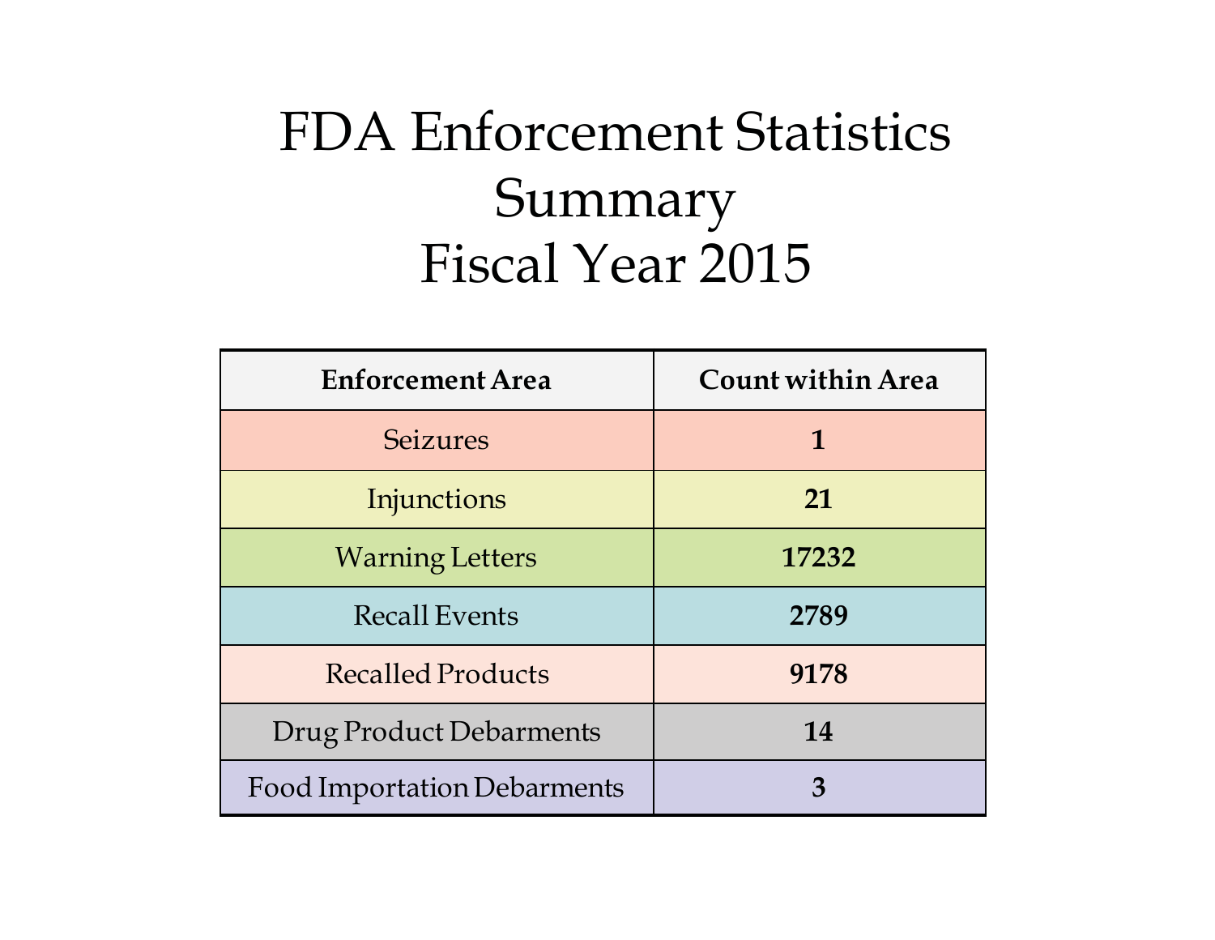# FDA Enforcement Statistics Summary Fiscal Year 2015

| Enforcement Area | Count within Area |
|---|---|
| Seizures | **1** |
| Injunctions | **21** |
| Warning Letters | **17232** |
| Recall Events | **2789** |
| Recalled Products | **9178** |
| Drug Product Debarments | **14** |
| Food Importation Debarments | **3** |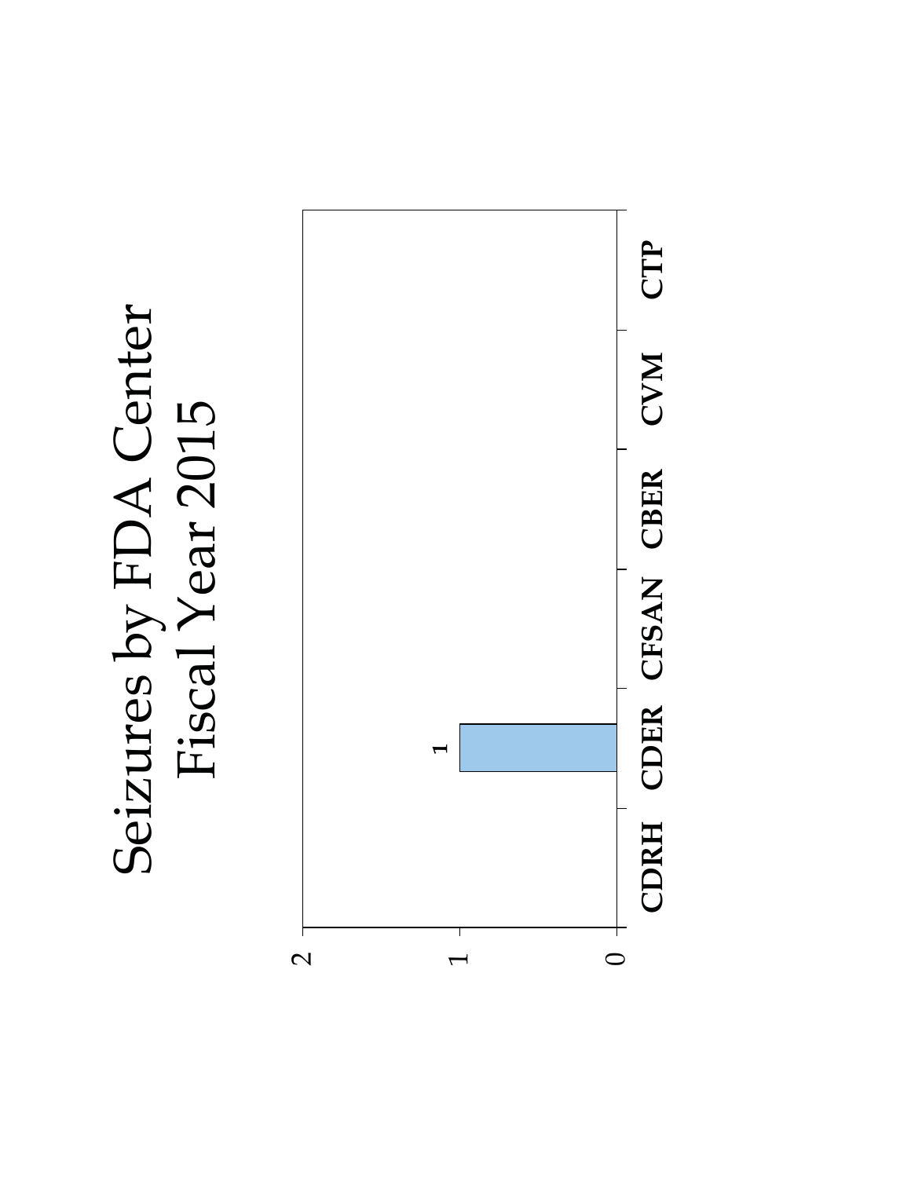# Seizures by FDA Center
# Fiscal Year 2015

| Center | Seizures |
| --- | --- |
| CDRH | |
| CDER | 1 |
| CFSAN | |
| CBER | |
| CVM | |
| CTP | |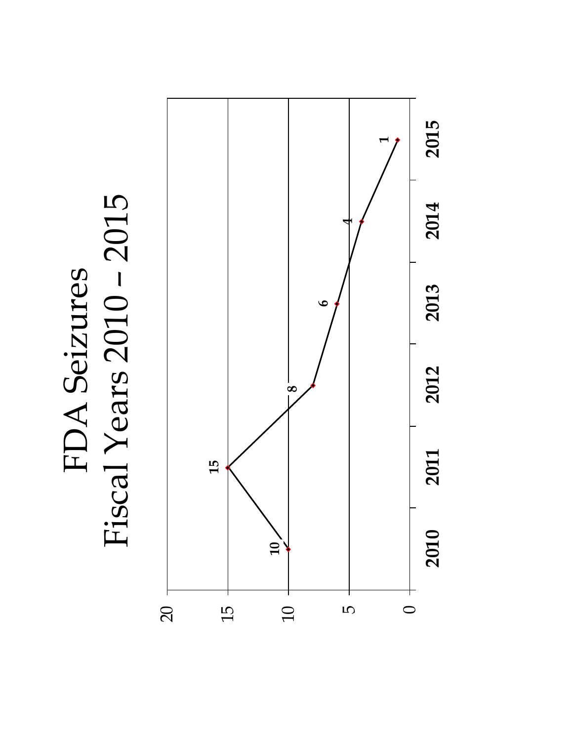# FDA Seizures
## Fiscal Years 2010 – 2015

| Fiscal Year | Seizures |
|---|---|
| 2010 | 10 |
| 2011 | 15 |
| 2012 | 8 |
| 2013 | 6 |
| 2014 | 4 |
| 2015 | 1 |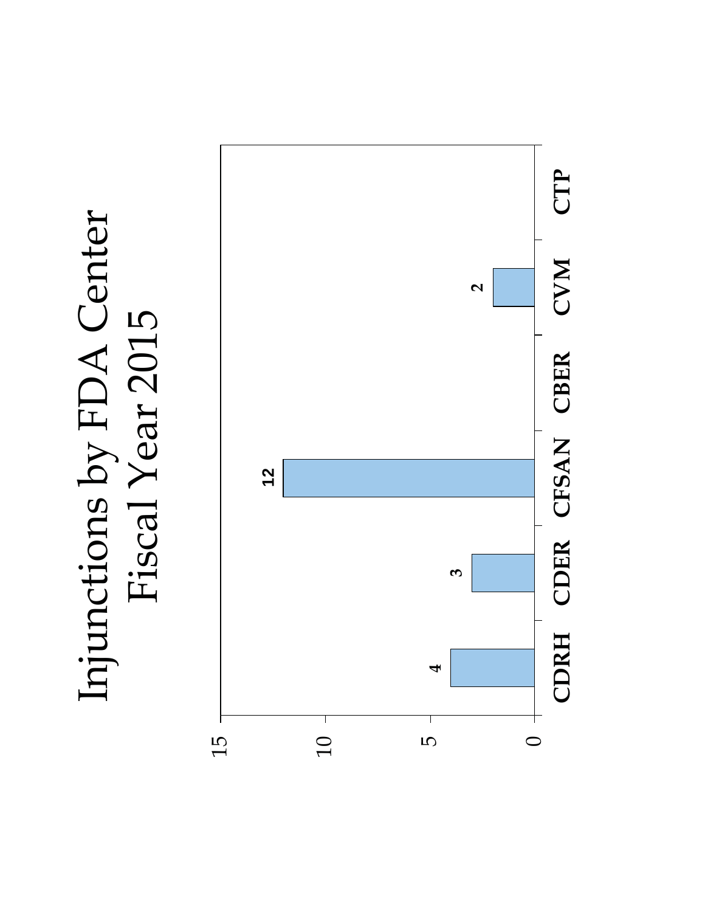# Injunctions by FDA Center
# Fiscal Year 2015

| FDA Center | Injunctions |
| --- | --- |
| CDRH | 4 |
| CDER | 3 |
| CFSAN | 12 |
| CBER | |
| CVM | 2 |
| CTP | |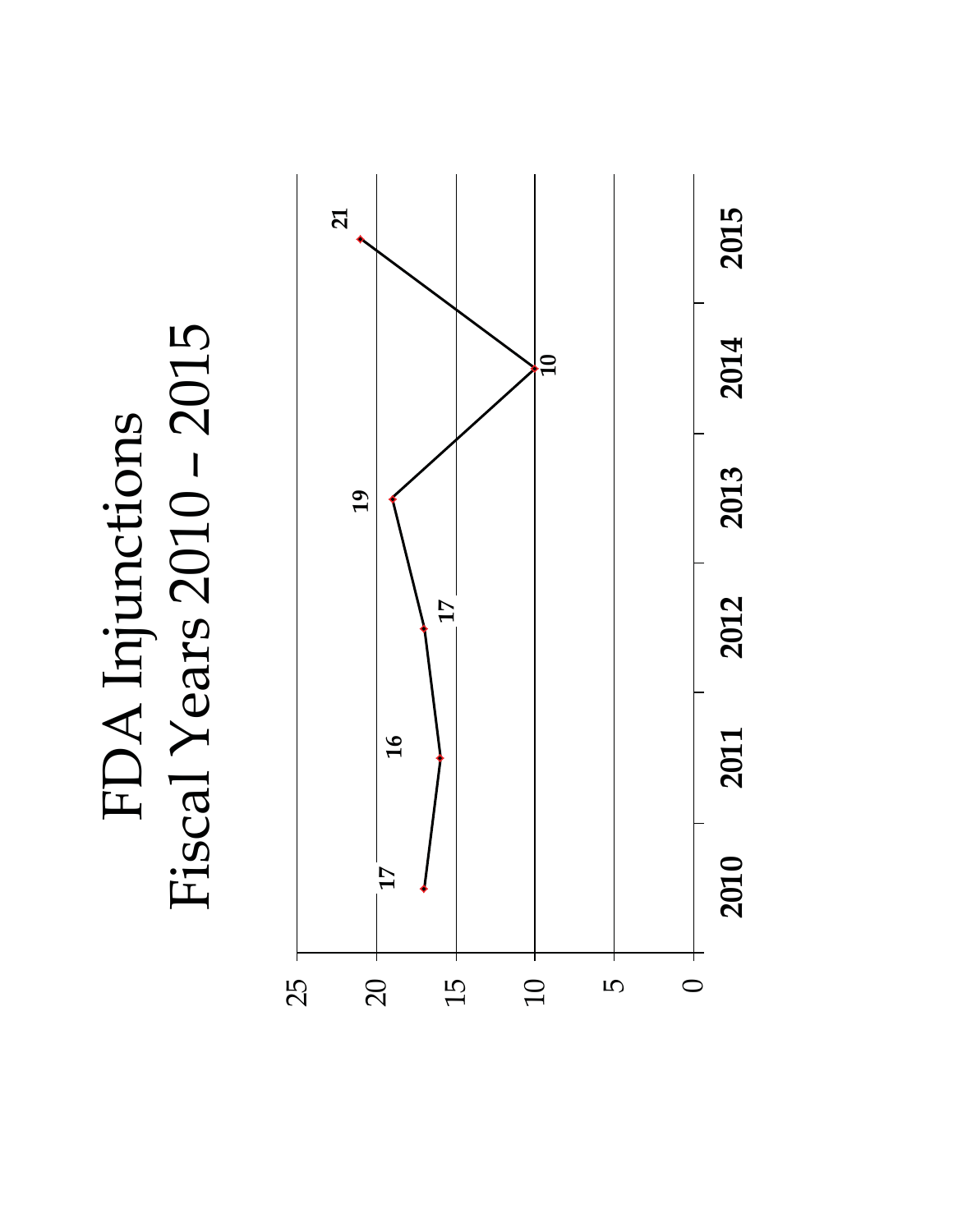# FDA Injunctions
# Fiscal Years 2010 – 2015

| Fiscal Year | Injunctions |
|---|---|
| 2010 | 17 |
| 2011 | 16 |
| 2012 | 17 |
| 2013 | 19 |
| 2014 | 10 |
| 2015 | 21 |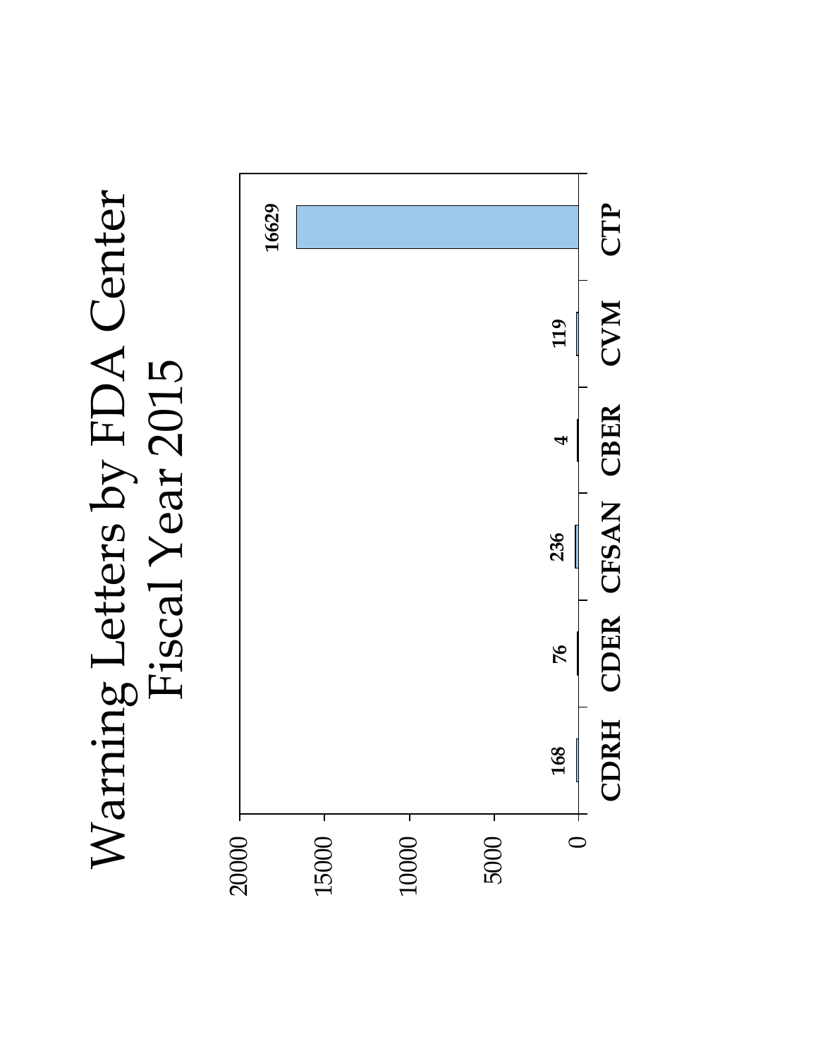# Warning Letters by FDA Center Fiscal Year 2015

| FDA Center | Warning Letters |
|---|---|
| CDRH | 168 |
| CDER | 76 |
| CFSAN | 236 |
| CBER | 4 |
| CVM | 119 |
| CTP | 16629 |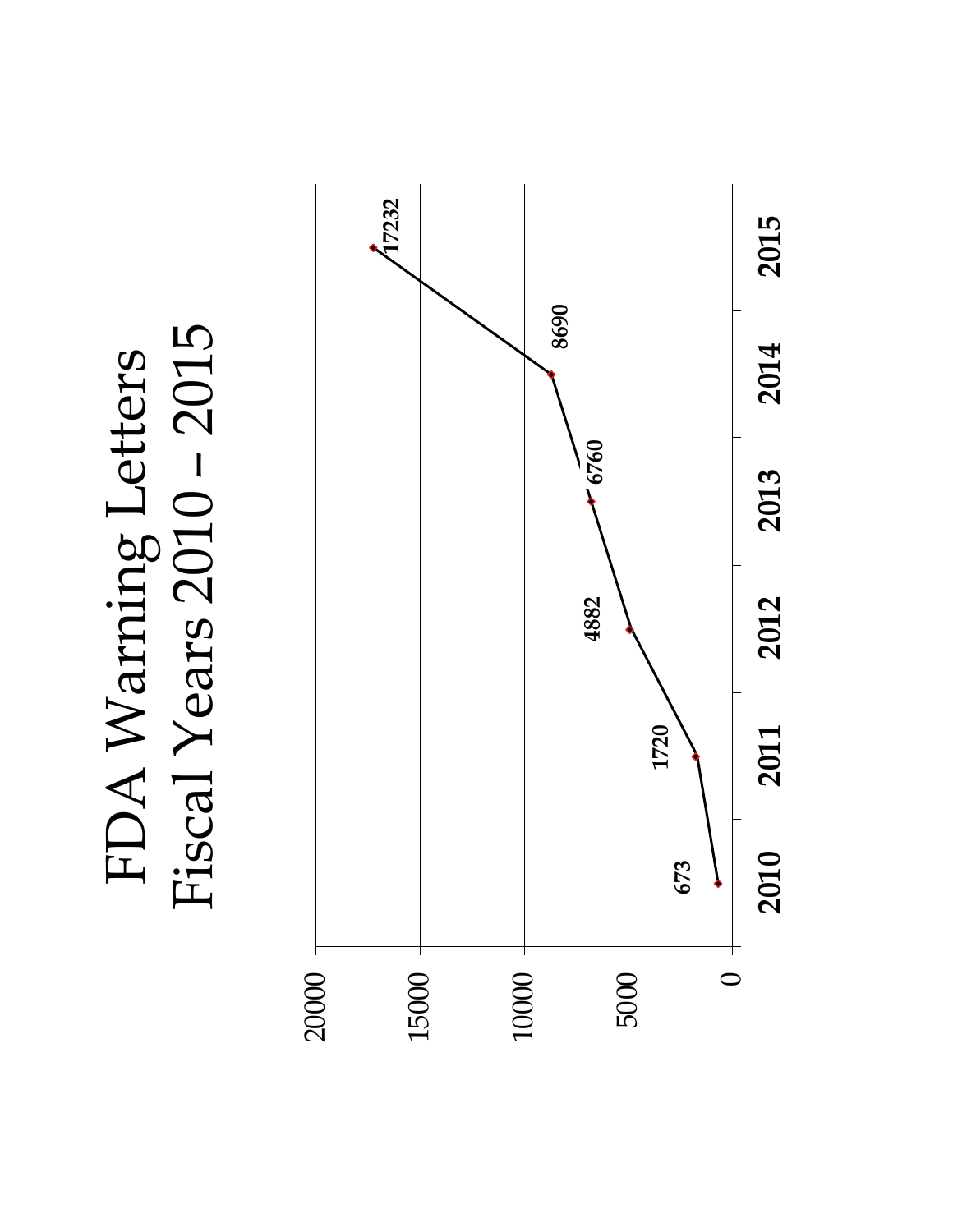# FDA Warning Letters
# Fiscal Years 2010 – 2015

| Fiscal Year | Warning Letters |
| --- | --- |
| 2010 | 673 |
| 2011 | 1720 |
| 2012 | 4882 |
| 2013 | 6760 |
| 2014 | 8690 |
| 2015 | 17232 |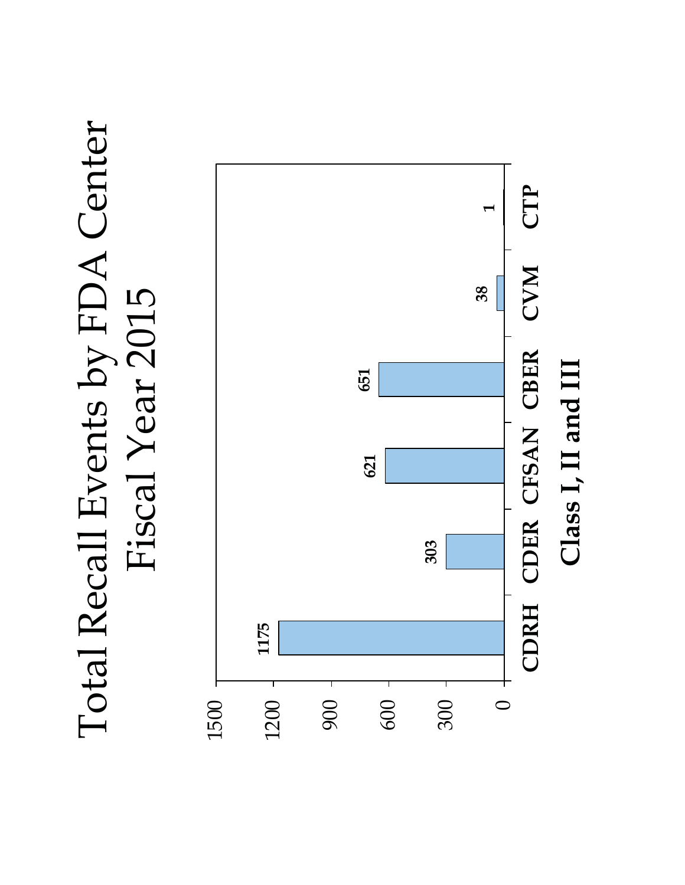# Total Recall Events by FDA Center Fiscal Year 2015

| Center | Recall Events |
| --- | --- |
| CDRH | 1175 |
| CDER | 303 |
| CFSAN | 621 |
| CBER | 651 |
| CVM | 38 |
| CTP | 1 |

**Class I, II and III**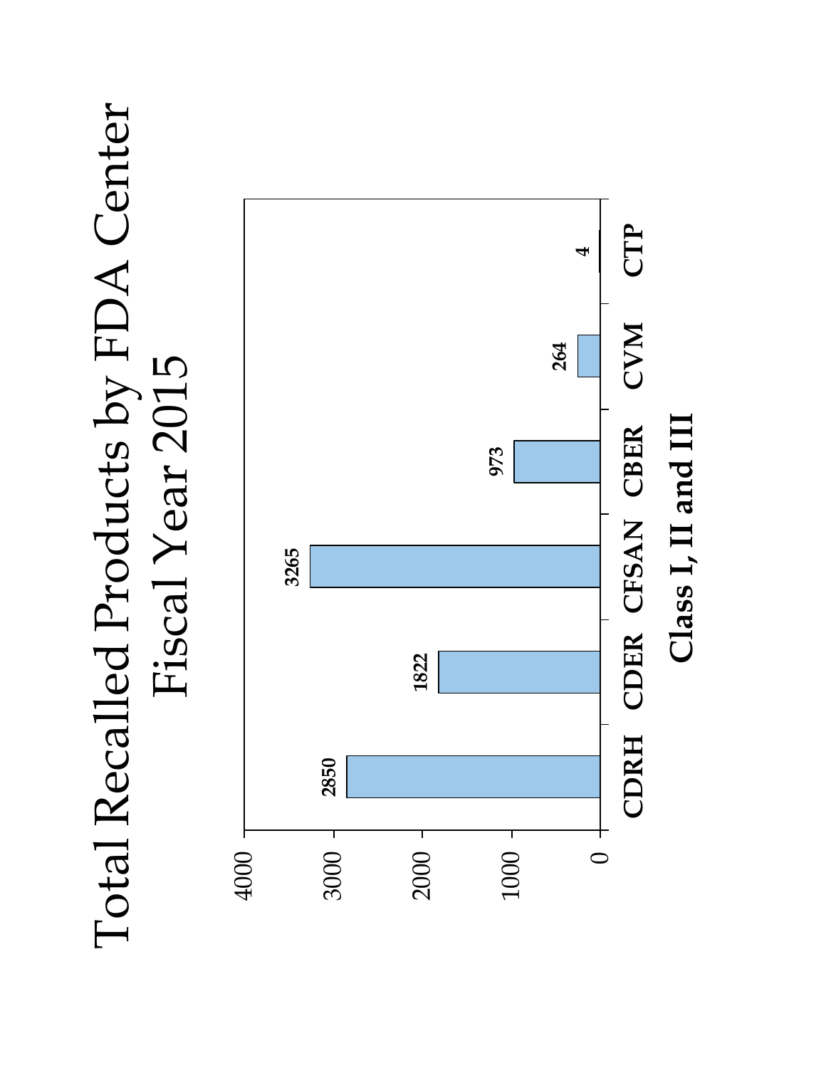# Total Recalled Products by FDA Center
## Fiscal Year 2015

| Center | Total Recalled Products |
|---|---|
| CDRH | 2850 |
| CDER | 1822 |
| CFSAN | 3265 |
| CBER | 973 |
| CVM | 264 |
| CTP | 4 |

**Class I, II and III**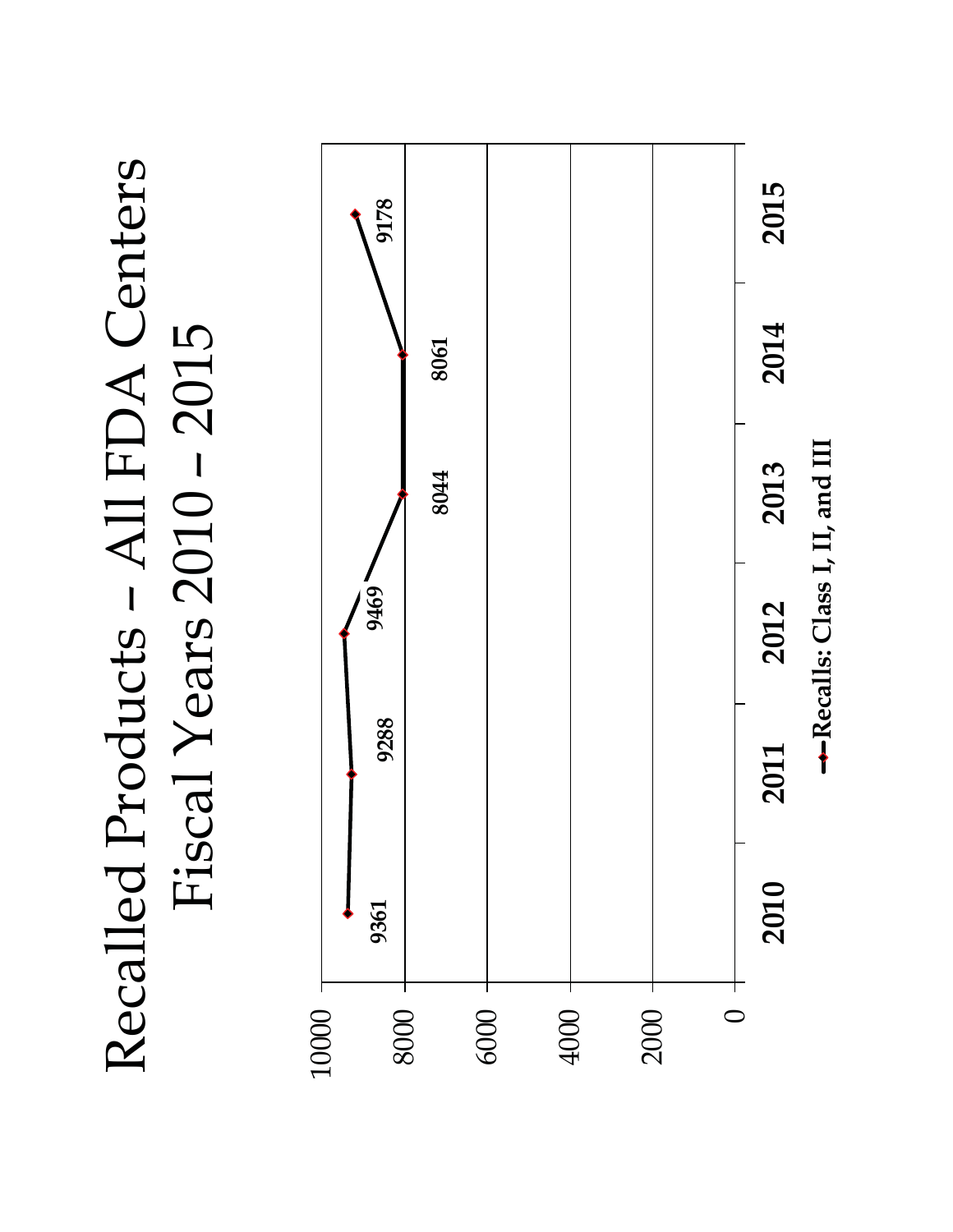# Recalled Products – All FDA Centers Fiscal Years 2010 – 2015

| Fiscal Year | Recalls: Class I, II, and III |
|---|---|
| 2010 | 9361 |
| 2011 | 9288 |
| 2012 | 9469 |
| 2013 | 8044 |
| 2014 | 8061 |
| 2015 | 9178 |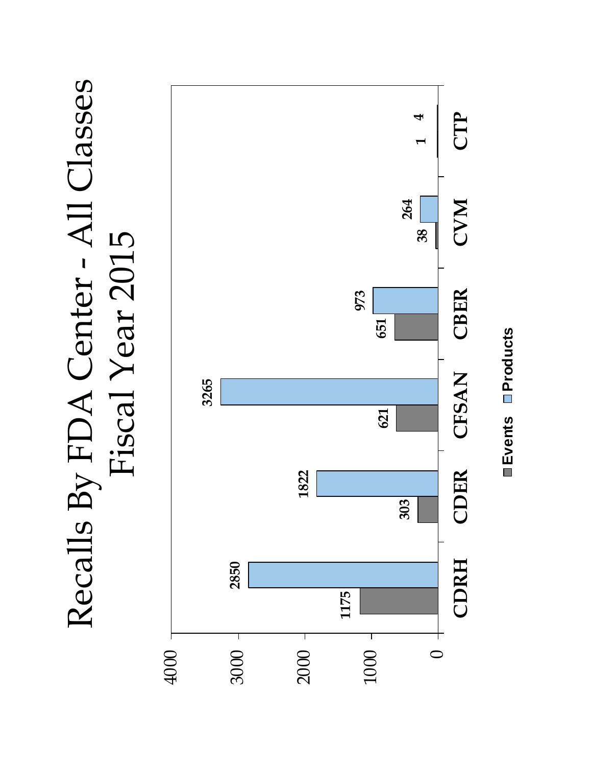# Recalls By FDA Center - All Classes Fiscal Year 2015

| Center | Events | Products |
| --- | --- | --- |
| CDRH | 1175 | 2850 |
| CDER | 303 | 1822 |
| CFSAN | 621 | 3265 |
| CBER | 651 | 973 |
| CVM | 38 | 264 |
| CTP | 1 | 4 |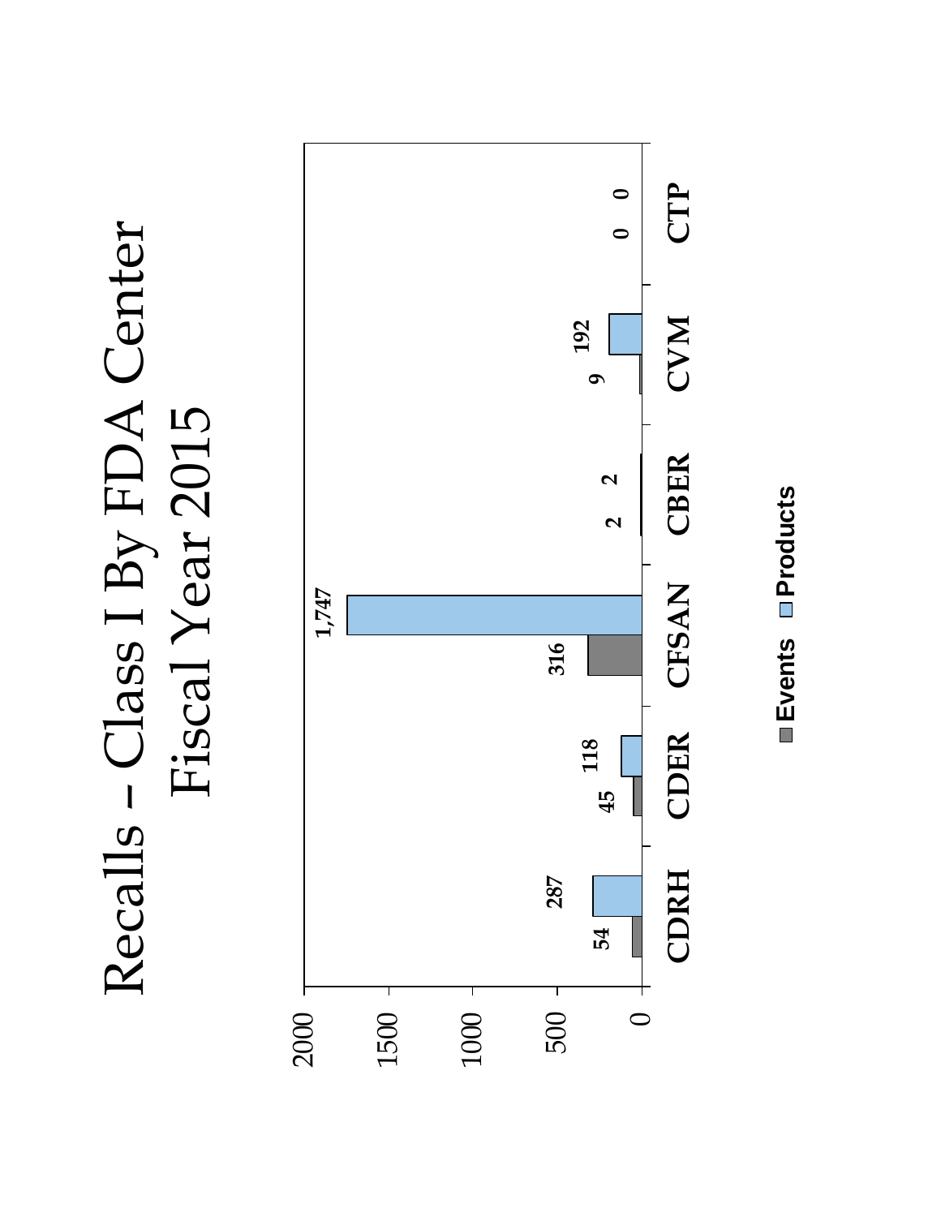# Recalls – Class I By FDA Center
## Fiscal Year 2015

| Center | Events | Products |
|---|---|---|
| CDRH | 54 | 287 |
| CDER | 45 | 118 |
| CFSAN | 316 | 1,747 |
| CBER | 2 | 2 |
| CVM | 9 | 192 |
| CTP | 0 | 0 |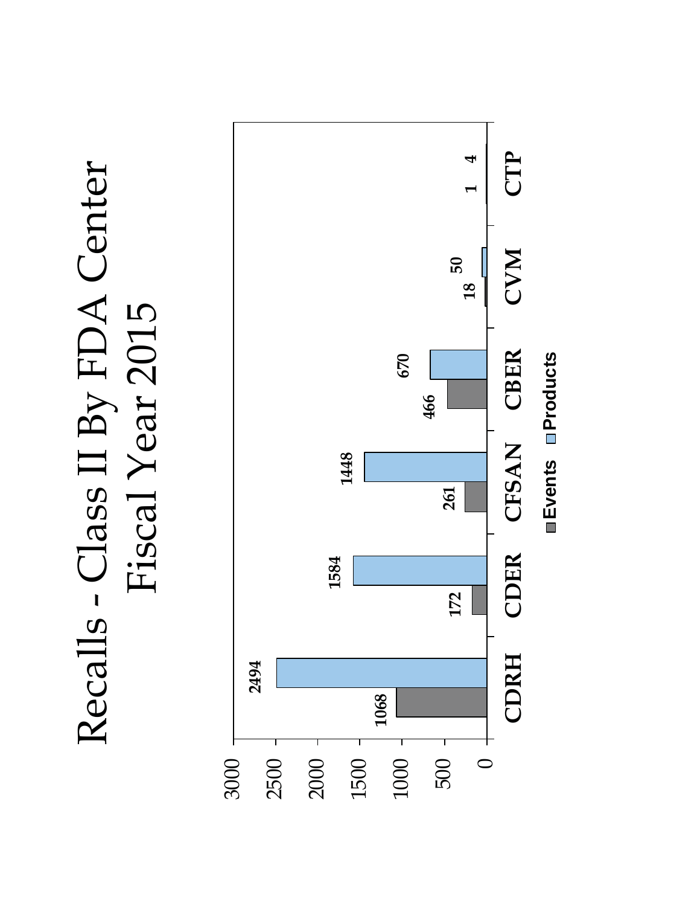# Recalls - Class II By FDA Center Fiscal Year 2015

| Center | Events | Products |
|---|---|---|
| CDRH | 1068 | 2494 |
| CDER | 172 | 1584 |
| CFSAN | 261 | 1448 |
| CBER | 466 | 670 |
| CVM | 18 | 50 |
| CTP | 1 | 4 |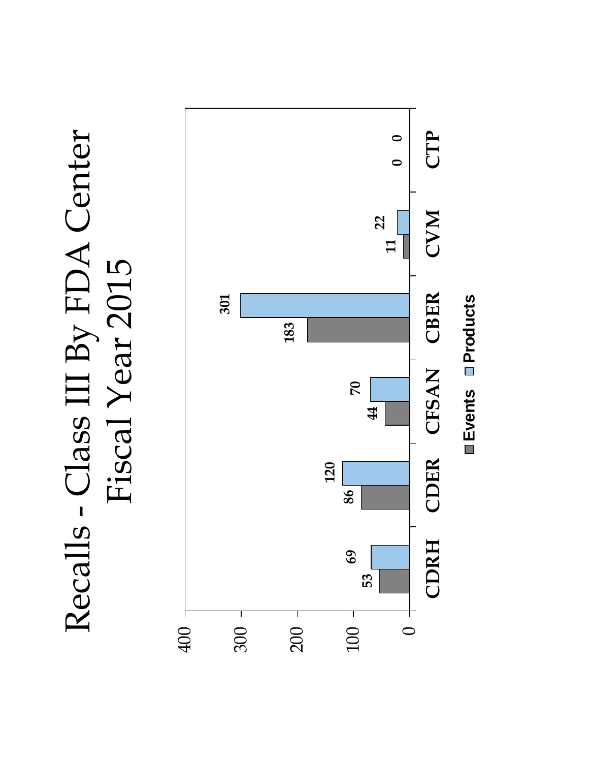# Recalls - Class III By FDA Center
# Fiscal Year 2015

400
300
200
100
0

53
69
86
120
44
70
183
301
11
22
0
0

CDRH
CDER
CFSAN
CBER
CVM
CTP

Events
Products